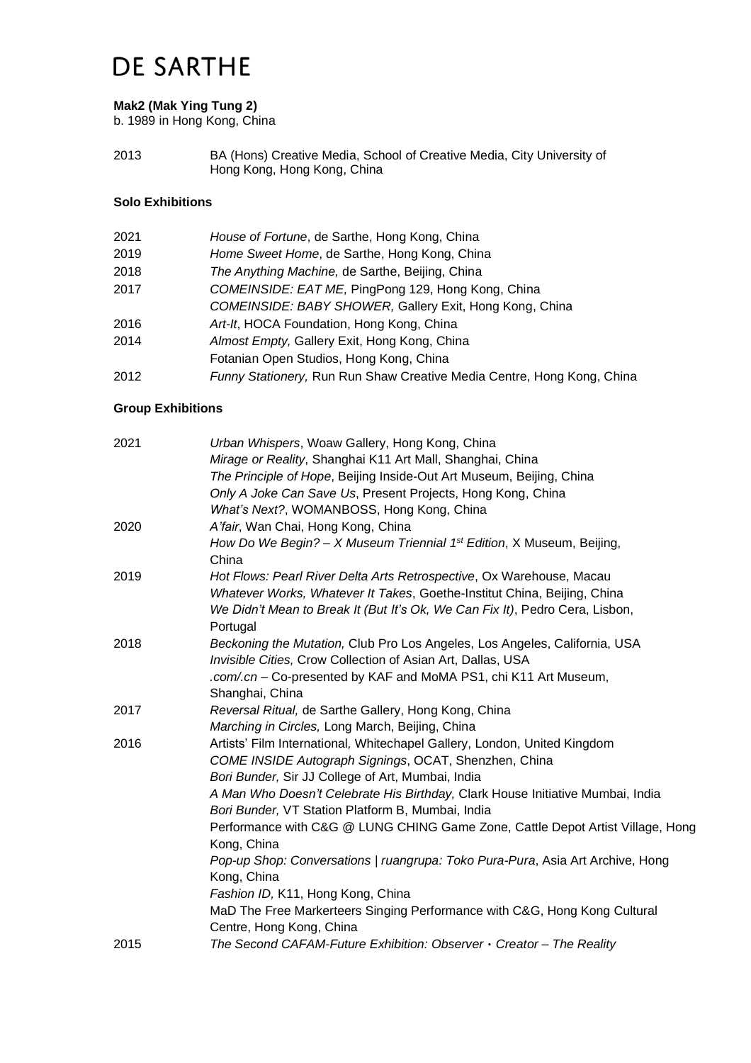# DE SARTHE

**Mak2 (Mak Ying Tung 2)**
b. 1989 in Hong Kong, China

2013 BA (Hons) Creative Media, School of Creative Media, City University of Hong Kong, Hong Kong, China

**Solo Exhibitions**

| | |
|---|---|
| 2021 | *House of Fortune*, de Sarthe, Hong Kong, China |
| 2019 | *Home Sweet Home*, de Sarthe, Hong Kong, China |
| 2018 | *The Anything Machine,* de Sarthe, Beijing, China |
| 2017 | *COMEINSIDE: EAT ME,* PingPong 129, Hong Kong, China |
| | *COMEINSIDE: BABY SHOWER,* Gallery Exit, Hong Kong, China |
| 2016 | *Art-It*, HOCA Foundation, Hong Kong, China |
| 2014 | *Almost Empty,* Gallery Exit, Hong Kong, China |
| | Fotanian Open Studios, Hong Kong, China |
| 2012 | *Funny Stationery,* Run Run Shaw Creative Media Centre, Hong Kong, China |

**Group Exhibitions**

| | |
|---|---|
| 2021 | *Urban Whispers*, Woaw Gallery, Hong Kong, China |
| | *Mirage or Reality*, Shanghai K11 Art Mall, Shanghai, China |
| | *The Principle of Hope*, Beijing Inside-Out Art Museum, Beijing, China |
| | *Only A Joke Can Save Us*, Present Projects, Hong Kong, China |
| | *What's Next?*, WOMANBOSS, Hong Kong, China |
| 2020 | *A'fair*, Wan Chai, Hong Kong, China |
| | *How Do We Begin? – X Museum Triennial 1st Edition*, X Museum, Beijing, China |
| 2019 | *Hot Flows: Pearl River Delta Arts Retrospective*, Ox Warehouse, Macau |
| | *Whatever Works, Whatever It Takes*, Goethe-Institut China, Beijing, China |
| | *We Didn't Mean to Break It (But It's Ok, We Can Fix It)*, Pedro Cera, Lisbon, Portugal |
| 2018 | *Beckoning the Mutation,* Club Pro Los Angeles, Los Angeles, California, USA |
| | *Invisible Cities,* Crow Collection of Asian Art, Dallas, USA |
| | *.com/.cn* – Co-presented by KAF and MoMA PS1, chi K11 Art Museum, Shanghai, China |
| 2017 | *Reversal Ritual,* de Sarthe Gallery, Hong Kong, China |
| | *Marching in Circles,* Long March, Beijing, China |
| 2016 | Artists' Film International*,* Whitechapel Gallery, London, United Kingdom |
| | *COME INSIDE Autograph Signings*, OCAT, Shenzhen, China |
| | *Bori Bunder,* Sir JJ College of Art, Mumbai, India |
| | *A Man Who Doesn't Celebrate His Birthday,* Clark House Initiative Mumbai, India |
| | *Bori Bunder,* VT Station Platform B, Mumbai, India |
| | Performance with C&G @ LUNG CHING Game Zone, Cattle Depot Artist Village, Hong Kong, China |
| | *Pop-up Shop: Conversations \| ruangrupa: Toko Pura-Pura*, Asia Art Archive, Hong Kong, China |
| | *Fashion ID,* K11, Hong Kong, China |
| | MaD The Free Markerteers Singing Performance with C&G, Hong Kong Cultural Centre, Hong Kong, China |
| 2015 | *The Second CAFAM-Future Exhibition: Observer • Creator – The Reality* |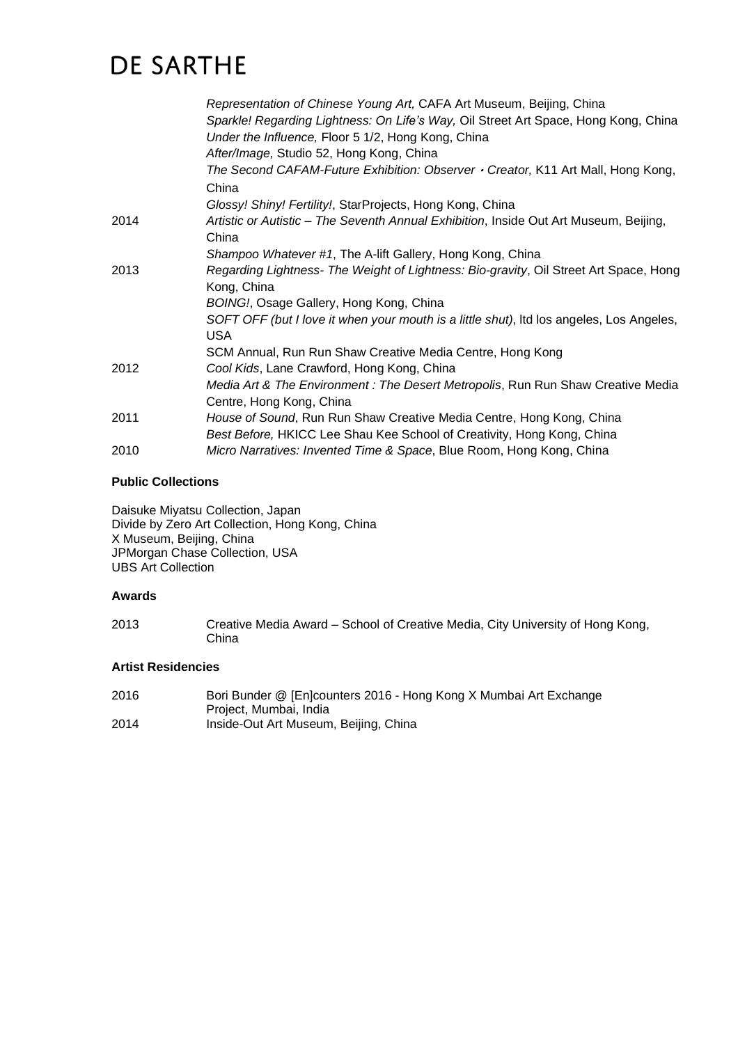| | |
|---|---|
| | *Representation of Chinese Young Art,* CAFA Art Museum, Beijing, China |
| | *Sparkle! Regarding Lightness: On Life's Way,* Oil Street Art Space, Hong Kong, China |
| | *Under the Influence,* Floor 5 1/2, Hong Kong, China |
| | *After/Image,* Studio 52, Hong Kong, China |
| | *The Second CAFAM-Future Exhibition: Observer・Creator,* K11 Art Mall, Hong Kong, China |
| | *Glossy! Shiny! Fertility!*, StarProjects, Hong Kong, China |
| 2014 | *Artistic or Autistic – The Seventh Annual Exhibition*, Inside Out Art Museum, Beijing, China |
| | *Shampoo Whatever #1*, The A-lift Gallery, Hong Kong, China |
| 2013 | *Regarding Lightness- The Weight of Lightness: Bio-gravity*, Oil Street Art Space, Hong Kong, China |
| | *BOING!*, Osage Gallery, Hong Kong, China |
| | *SOFT OFF (but I love it when your mouth is a little shut)*, ltd los angeles, Los Angeles, USA |
| | SCM Annual, Run Run Shaw Creative Media Centre, Hong Kong |
| 2012 | *Cool Kids*, Lane Crawford, Hong Kong, China |
| | *Media Art & The Environment : The Desert Metropolis*, Run Run Shaw Creative Media Centre, Hong Kong, China |
| 2011 | *House of Sound*, Run Run Shaw Creative Media Centre, Hong Kong, China |
| | *Best Before,* HKICC Lee Shau Kee School of Creativity, Hong Kong, China |
| 2010 | *Micro Narratives: Invented Time & Space*, Blue Room, Hong Kong, China |

**Public Collections**

Daisuke Miyatsu Collection, Japan
Divide by Zero Art Collection, Hong Kong, China
X Museum, Beijing, China
JPMorgan Chase Collection, USA
UBS Art Collection

**Awards**

| | |
|---|---|
| 2013 | Creative Media Award – School of Creative Media, City University of Hong Kong, China |

**Artist Residencies**

| | |
|---|---|
| 2016 | Bori Bunder @ [En]counters 2016 - Hong Kong X Mumbai Art Exchange Project, Mumbai, India |
| 2014 | Inside-Out Art Museum, Beijing, China |